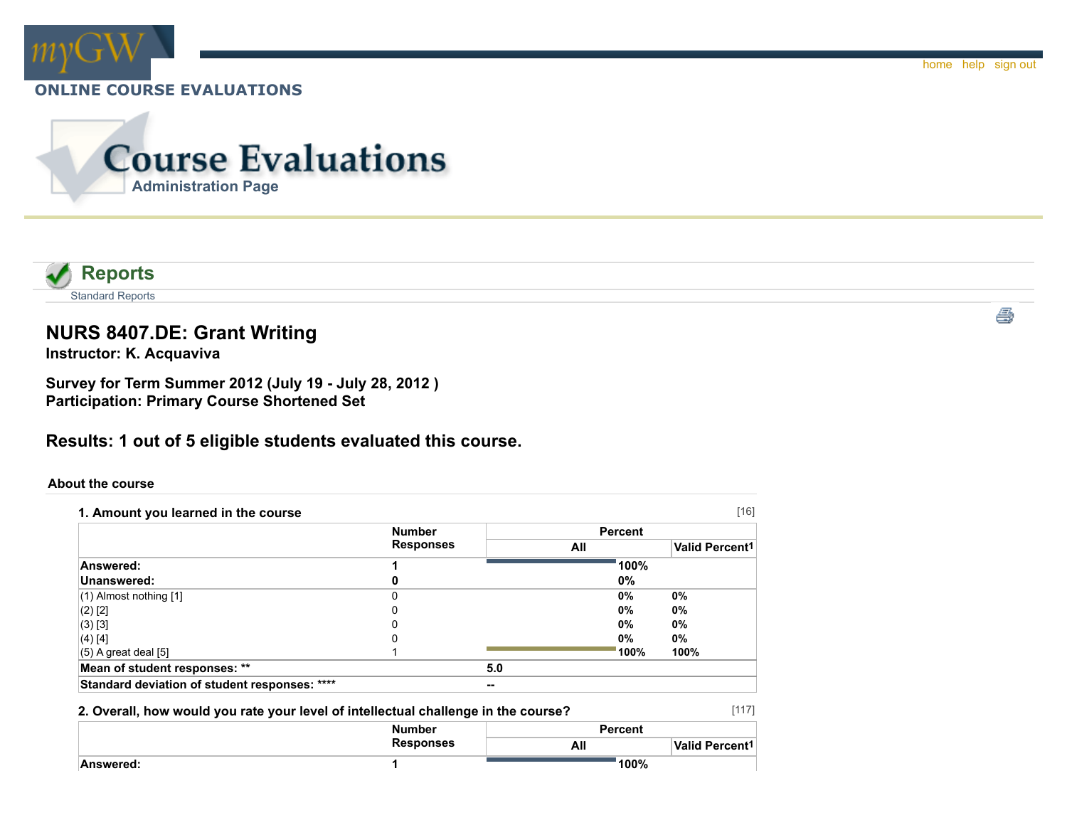myGW

home help sign out

ONLINE COURSE EVALUATIONS

# Course Evaluations

Administration Page

## Reports

Standard Reports

# NURS 8407.DE: Grant Writing

**Instructor: K. Acquaviva**

**Survey for Term Summer 2012 (July 19 - July 28, 2012 )**
**Participation: Primary Course Shortened Set**

## Results: 1 out of 5 eligible students evaluated this course.

### About the course

**1. Amount you learned in the course** [16]

| | Number Responses | Percent | |
|---|---|---|---|
| | | All | Valid Percent[1] |
| **Answered:** | **1** | **100%** | |
| **Unanswered:** | **0** | **0%** | |
| (1) Almost nothing [1] | 0 | **0%** | **0%** |
| (2) [2] | 0 | **0%** | **0%** |
| (3) [3] | 0 | **0%** | **0%** |
| (4) [4] | 0 | **0%** | **0%** |
| (5) A great deal [5] | 1 | **100%** | **100%** |
| **Mean of student responses: \*\*** | | **5.0** | |
| **Standard deviation of student responses: \*\*\*\*** | | **--** | |

**2. Overall, how would you rate your level of intellectual challenge in the course?** [117]

| | Number Responses | Percent | |
|---|---|---|---|
| | | All | Valid Percent[1] |
| **Answered:** | **1** | **100%** | |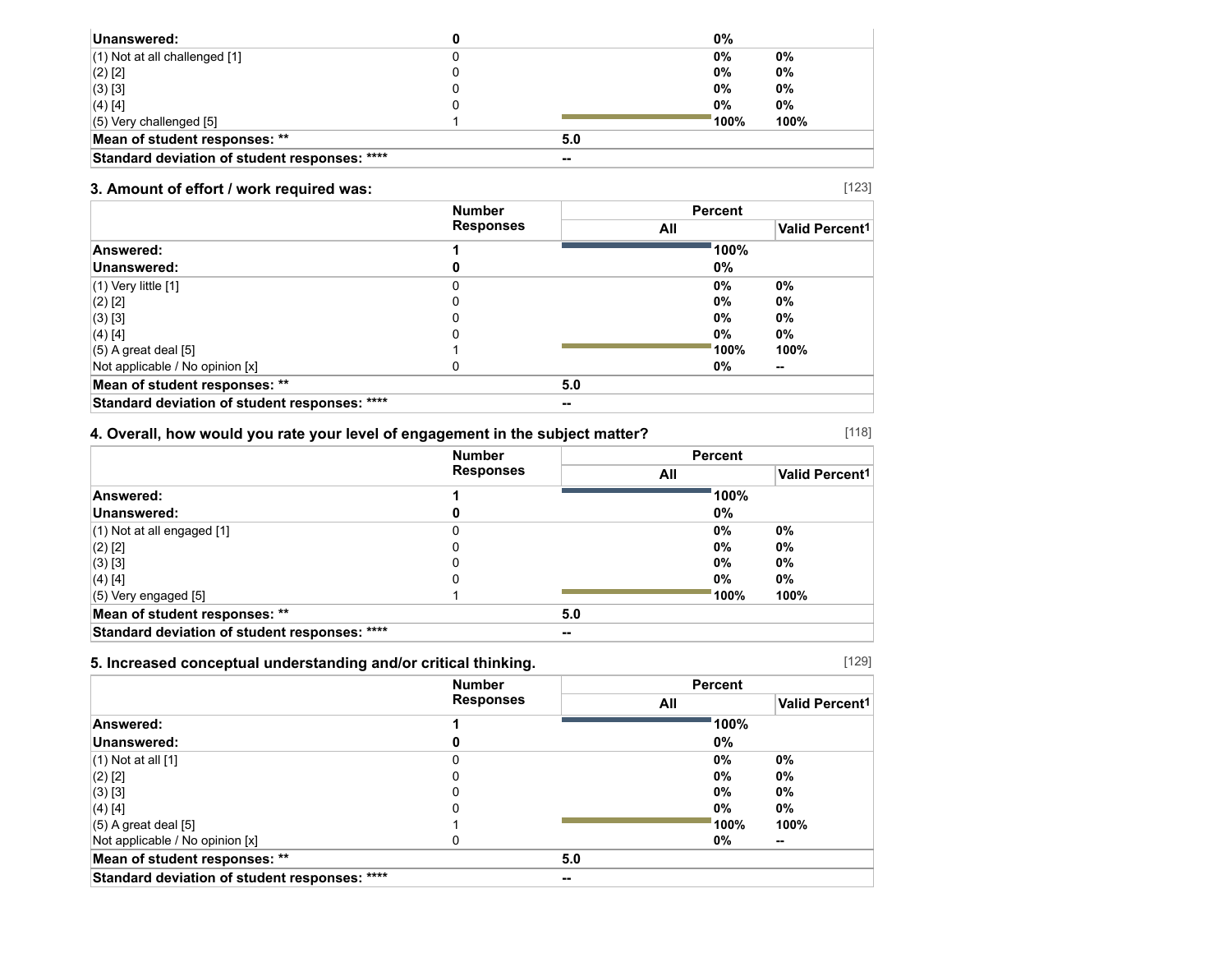| | Number Responses | Percent | |
|---|---|---|---|
| | | All | Valid Percent[1] |
| **Unanswered:** | **0** | **0%** | |
| (1) Not at all challenged [1] | 0 | **0%** | **0%** |
| (2) [2] | 0 | **0%** | **0%** |
| (3) [3] | 0 | **0%** | **0%** |
| (4) [4] | 0 | **0%** | **0%** |
| (5) Very challenged [5] | 1 | **100%** | **100%** |
| **Mean of student responses: \*\*** | | **5.0** | |
| **Standard deviation of student responses: \*\*\*\*** | | **--** | |

### 3. Amount of effort / work required was:

[123]

| | Number Responses | Percent | |
|---|---|---|---|
| | | All | Valid Percent[1] |
| **Answered:** | **1** | **100%** | |
| **Unanswered:** | **0** | **0%** | |
| (1) Very little [1] | 0 | **0%** | **0%** |
| (2) [2] | 0 | **0%** | **0%** |
| (3) [3] | 0 | **0%** | **0%** |
| (4) [4] | 0 | **0%** | **0%** |
| (5) A great deal [5] | 1 | **100%** | **100%** |
| Not applicable / No opinion [x] | 0 | **0%** | **--** |
| **Mean of student responses: \*\*** | | **5.0** | |
| **Standard deviation of student responses: \*\*\*\*** | | **--** | |

### 4. Overall, how would you rate your level of engagement in the subject matter?

[118]

| | Number Responses | Percent | |
|---|---|---|---|
| | | All | Valid Percent[1] |
| **Answered:** | **1** | **100%** | |
| **Unanswered:** | **0** | **0%** | |
| (1) Not at all engaged [1] | 0 | **0%** | **0%** |
| (2) [2] | 0 | **0%** | **0%** |
| (3) [3] | 0 | **0%** | **0%** |
| (4) [4] | 0 | **0%** | **0%** |
| (5) Very engaged [5] | 1 | **100%** | **100%** |
| **Mean of student responses: \*\*** | | **5.0** | |
| **Standard deviation of student responses: \*\*\*\*** | | **--** | |

### 5. Increased conceptual understanding and/or critical thinking.

[129]

| | Number Responses | Percent | |
|---|---|---|---|
| | | All | Valid Percent[1] |
| **Answered:** | **1** | **100%** | |
| **Unanswered:** | **0** | **0%** | |
| (1) Not at all [1] | 0 | **0%** | **0%** |
| (2) [2] | 0 | **0%** | **0%** |
| (3) [3] | 0 | **0%** | **0%** |
| (4) [4] | 0 | **0%** | **0%** |
| (5) A great deal [5] | 1 | **100%** | **100%** |
| Not applicable / No opinion [x] | 0 | **0%** | **--** |
| **Mean of student responses: \*\*** | | **5.0** | |
| **Standard deviation of student responses: \*\*\*\*** | | **--** | |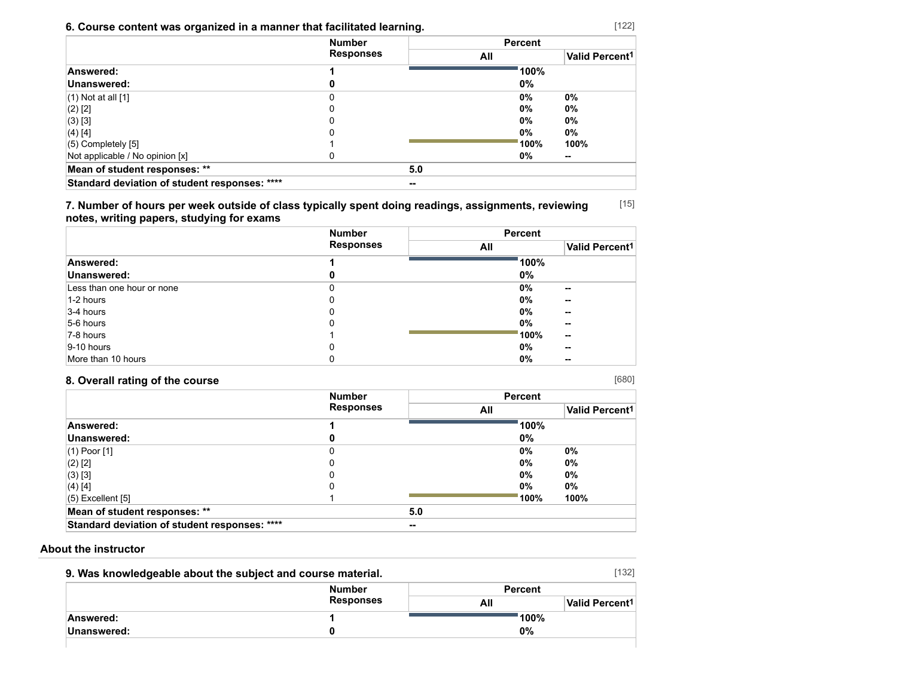### 6. Course content was organized in a manner that facilitated learning.

[122]

| | Number Responses | Percent | |
|---|---|---|---|
| | | All | Valid Percent[1] |
| **Answered:** | **1** | **100%** | |
| **Unanswered:** | **0** | **0%** | |
| (1) Not at all [1] | 0 | **0%** | **0%** |
| (2) [2] | 0 | **0%** | **0%** |
| (3) [3] | 0 | **0%** | **0%** |
| (4) [4] | 0 | **0%** | **0%** |
| (5) Completely [5] | 1 | **100%** | **100%** |
| Not applicable / No opinion [x] | 0 | **0%** | **--** |
| **Mean of student responses: \*\*** | | **5.0** | |
| **Standard deviation of student responses: \*\*\*\*** | | **--** | |

### 7. Number of hours per week outside of class typically spent doing readings, assignments, reviewing notes, writing papers, studying for exams

[15]

| | Number Responses | Percent | |
|---|---|---|---|
| | | All | Valid Percent[1] |
| **Answered:** | **1** | **100%** | |
| **Unanswered:** | **0** | **0%** | |
| Less than one hour or none | 0 | **0%** | **--** |
| 1-2 hours | 0 | **0%** | **--** |
| 3-4 hours | 0 | **0%** | **--** |
| 5-6 hours | 0 | **0%** | **--** |
| 7-8 hours | 1 | **100%** | **--** |
| 9-10 hours | 0 | **0%** | **--** |
| More than 10 hours | 0 | **0%** | **--** |

### 8. Overall rating of the course

[680]

| | Number Responses | Percent | |
|---|---|---|---|
| | | All | Valid Percent[1] |
| **Answered:** | **1** | **100%** | |
| **Unanswered:** | **0** | **0%** | |
| (1) Poor [1] | 0 | **0%** | **0%** |
| (2) [2] | 0 | **0%** | **0%** |
| (3) [3] | 0 | **0%** | **0%** |
| (4) [4] | 0 | **0%** | **0%** |
| (5) Excellent [5] | 1 | **100%** | **100%** |
| **Mean of student responses: \*\*** | | **5.0** | |
| **Standard deviation of student responses: \*\*\*\*** | | **--** | |

## About the instructor

### 9. Was knowledgeable about the subject and course material.

[132]

| | Number Responses | Percent | |
|---|---|---|---|
| | | All | Valid Percent[1] |
| **Answered:** | **1** | **100%** | |
| **Unanswered:** | **0** | **0%** | |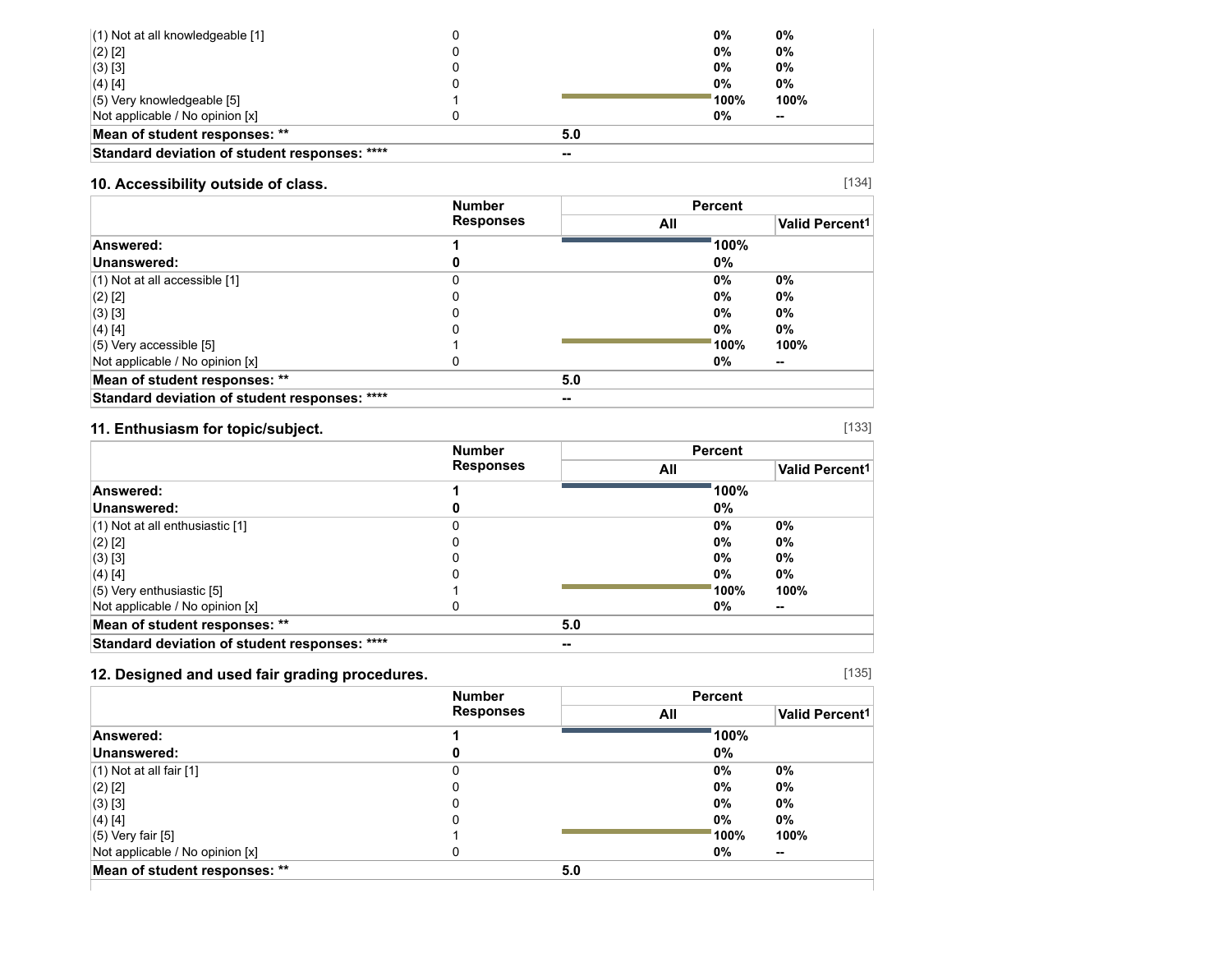| | Number Responses | Percent All | Valid Percent[1] |
|---|---|---|---|
| (1) Not at all knowledgeable [1] | 0 | 0% | 0% |
| (2) [2] | 0 | 0% | 0% |
| (3) [3] | 0 | 0% | 0% |
| (4) [4] | 0 | 0% | 0% |
| (5) Very knowledgeable [5] | 1 | 100% | 100% |
| Not applicable / No opinion [x] | 0 | 0% | -- |
| **Mean of student responses: \*\*** | | **5.0** | |
| **Standard deviation of student responses: \*\*\*\*** | | **--** | |

### 10. Accessibility outside of class.

[134]

| | Number Responses | Percent | |
|---|---|---|---|
| | | All | Valid Percent[1] |
| **Answered:** | **1** | **100%** | |
| **Unanswered:** | **0** | **0%** | |
| (1) Not at all accessible [1] | 0 | 0% | 0% |
| (2) [2] | 0 | 0% | 0% |
| (3) [3] | 0 | 0% | 0% |
| (4) [4] | 0 | 0% | 0% |
| (5) Very accessible [5] | 1 | 100% | 100% |
| Not applicable / No opinion [x] | 0 | 0% | -- |
| **Mean of student responses: \*\*** | | **5.0** | |
| **Standard deviation of student responses: \*\*\*\*** | | **--** | |

### 11. Enthusiasm for topic/subject.

[133]

| | Number Responses | Percent | |
|---|---|---|---|
| | | All | Valid Percent[1] |
| **Answered:** | **1** | **100%** | |
| **Unanswered:** | **0** | **0%** | |
| (1) Not at all enthusiastic [1] | 0 | 0% | 0% |
| (2) [2] | 0 | 0% | 0% |
| (3) [3] | 0 | 0% | 0% |
| (4) [4] | 0 | 0% | 0% |
| (5) Very enthusiastic [5] | 1 | 100% | 100% |
| Not applicable / No opinion [x] | 0 | 0% | -- |
| **Mean of student responses: \*\*** | | **5.0** | |
| **Standard deviation of student responses: \*\*\*\*** | | **--** | |

### 12. Designed and used fair grading procedures.

[135]

| | Number Responses | Percent | |
|---|---|---|---|
| | | All | Valid Percent[1] |
| **Answered:** | **1** | **100%** | |
| **Unanswered:** | **0** | **0%** | |
| (1) Not at all fair [1] | 0 | 0% | 0% |
| (2) [2] | 0 | 0% | 0% |
| (3) [3] | 0 | 0% | 0% |
| (4) [4] | 0 | 0% | 0% |
| (5) Very fair [5] | 1 | 100% | 100% |
| Not applicable / No opinion [x] | 0 | 0% | -- |
| **Mean of student responses: \*\*** | | **5.0** | |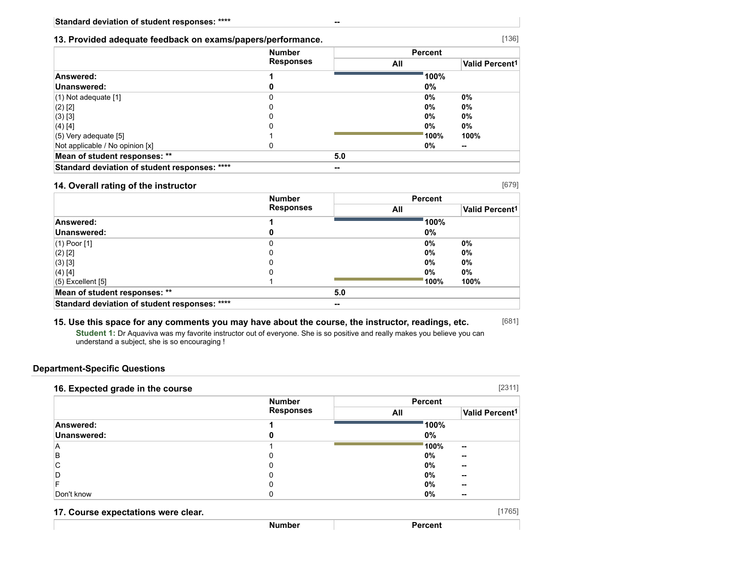| Standard deviation of student responses: **** | -- | | |
|---|---|---|---|

### 13. Provided adequate feedback on exams/papers/performance.

[136]

| | Number Responses | Percent | |
|---|---|---|---|
| | | All | Valid Percent[1] |
| **Answered:** | **1** | **100%** | |
| **Unanswered:** | **0** | **0%** | |
| (1) Not adequate [1] | 0 | **0%** | **0%** |
| (2) [2] | 0 | **0%** | **0%** |
| (3) [3] | 0 | **0%** | **0%** |
| (4) [4] | 0 | **0%** | **0%** |
| (5) Very adequate [5] | 1 | **100%** | **100%** |
| Not applicable / No opinion [x] | 0 | **0%** | **--** |
| **Mean of student responses: \*\*** | | **5.0** | |
| **Standard deviation of student responses: \*\*\*\*** | | **--** | |

### 14. Overall rating of the instructor

[679]

| | Number Responses | Percent | |
|---|---|---|---|
| | | All | Valid Percent[1] |
| **Answered:** | **1** | **100%** | |
| **Unanswered:** | **0** | **0%** | |
| (1) Poor [1] | 0 | **0%** | **0%** |
| (2) [2] | 0 | **0%** | **0%** |
| (3) [3] | 0 | **0%** | **0%** |
| (4) [4] | 0 | **0%** | **0%** |
| (5) Excellent [5] | 1 | **100%** | **100%** |
| **Mean of student responses: \*\*** | | **5.0** | |
| **Standard deviation of student responses: \*\*\*\*** | | **--** | |

### 15. Use this space for any comments you may have about the course, the instructor, readings, etc.

[681]

**Student 1:** Dr Aquaviva was my favorite instructor out of everyone. She is so positive and really makes you believe you can understand a subject, she is so encouraging !

## Department-Specific Questions

### 16. Expected grade in the course

[2311]

| | Number Responses | Percent | |
|---|---|---|---|
| | | All | Valid Percent[1] |
| **Answered:** | **1** | **100%** | |
| **Unanswered:** | **0** | **0%** | |
| A | 1 | **100%** | **--** |
| B | 0 | **0%** | **--** |
| C | 0 | **0%** | **--** |
| D | 0 | **0%** | **--** |
| F | 0 | **0%** | **--** |
| Don't know | 0 | **0%** | **--** |

### 17. Course expectations were clear.

[1765]

| | Number | Percent |
|---|---|---|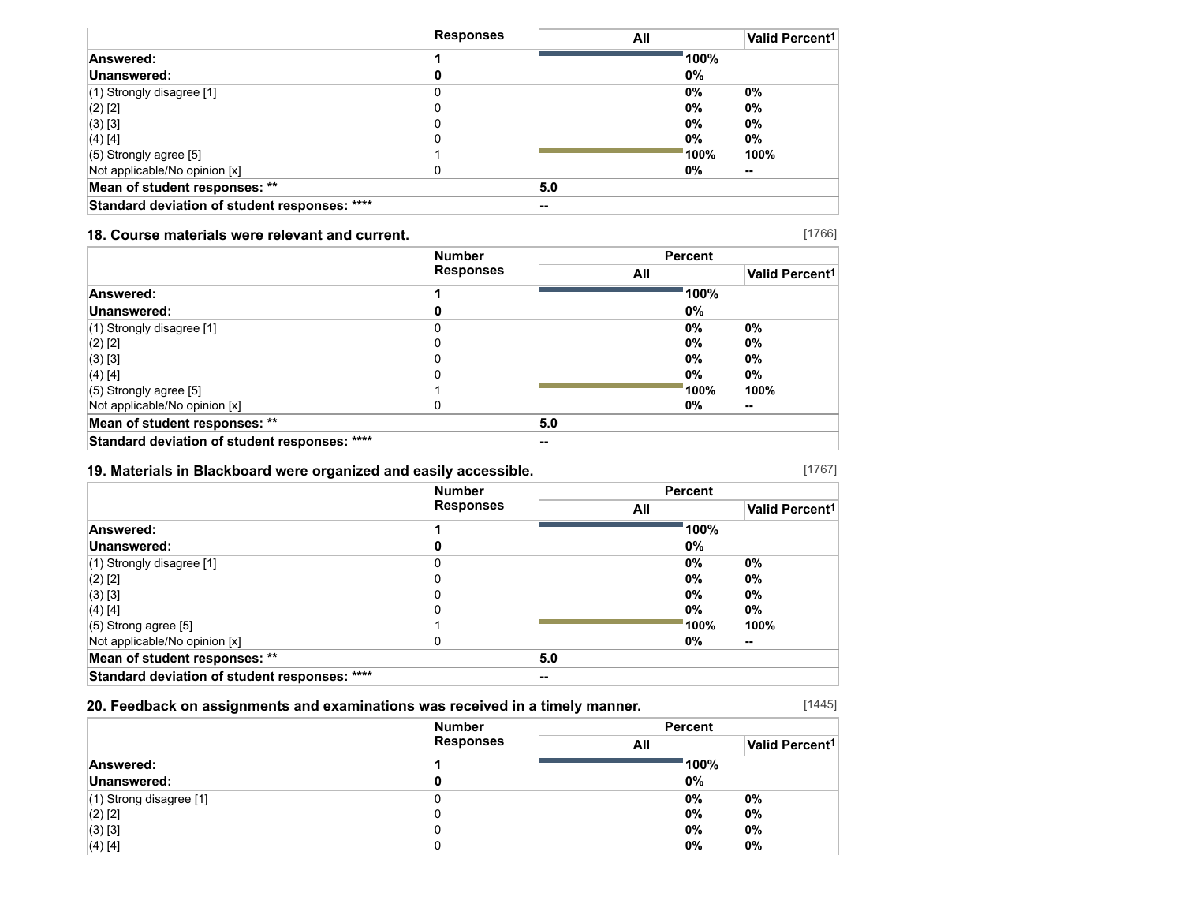| | Responses | All | Valid Percent1 |
|---|---|---|---|
| **Answered:** | **1** | **100%** | |
| **Unanswered:** | **0** | **0%** | |
| (1) Strongly disagree [1] | 0 | **0%** | **0%** |
| (2) [2] | 0 | **0%** | **0%** |
| (3) [3] | 0 | **0%** | **0%** |
| (4) [4] | 0 | **0%** | **0%** |
| (5) Strongly agree [5] | 1 | **100%** | **100%** |
| Not applicable/No opinion [x] | 0 | **0%** | **--** |
| **Mean of student responses: ** ** | | **5.0** | |
| **Standard deviation of student responses: **** ** | | **--** | |

### 18. Course materials were relevant and current.

[1766]

| | Number Responses | Percent | |
|---|---|---|---|
| | | All | Valid Percent1 |
| **Answered:** | **1** | **100%** | |
| **Unanswered:** | **0** | **0%** | |
| (1) Strongly disagree [1] | 0 | **0%** | **0%** |
| (2) [2] | 0 | **0%** | **0%** |
| (3) [3] | 0 | **0%** | **0%** |
| (4) [4] | 0 | **0%** | **0%** |
| (5) Strongly agree [5] | 1 | **100%** | **100%** |
| Not applicable/No opinion [x] | 0 | **0%** | **--** |
| **Mean of student responses: ** ** | | **5.0** | |
| **Standard deviation of student responses: **** ** | | **--** | |

### 19. Materials in Blackboard were organized and easily accessible.

[1767]

| | Number Responses | Percent | |
|---|---|---|---|
| | | All | Valid Percent1 |
| **Answered:** | **1** | **100%** | |
| **Unanswered:** | **0** | **0%** | |
| (1) Strongly disagree [1] | 0 | **0%** | **0%** |
| (2) [2] | 0 | **0%** | **0%** |
| (3) [3] | 0 | **0%** | **0%** |
| (4) [4] | 0 | **0%** | **0%** |
| (5) Strong agree [5] | 1 | **100%** | **100%** |
| Not applicable/No opinion [x] | 0 | **0%** | **--** |
| **Mean of student responses: ** ** | | **5.0** | |
| **Standard deviation of student responses: **** ** | | **--** | |

### 20. Feedback on assignments and examinations was received in a timely manner.

[1445]

| | Number Responses | Percent | |
|---|---|---|---|
| | | All | Valid Percent1 |
| **Answered:** | **1** | **100%** | |
| **Unanswered:** | **0** | **0%** | |
| (1) Strong disagree [1] | 0 | **0%** | **0%** |
| (2) [2] | 0 | **0%** | **0%** |
| (3) [3] | 0 | **0%** | **0%** |
| (4) [4] | 0 | **0%** | **0%** |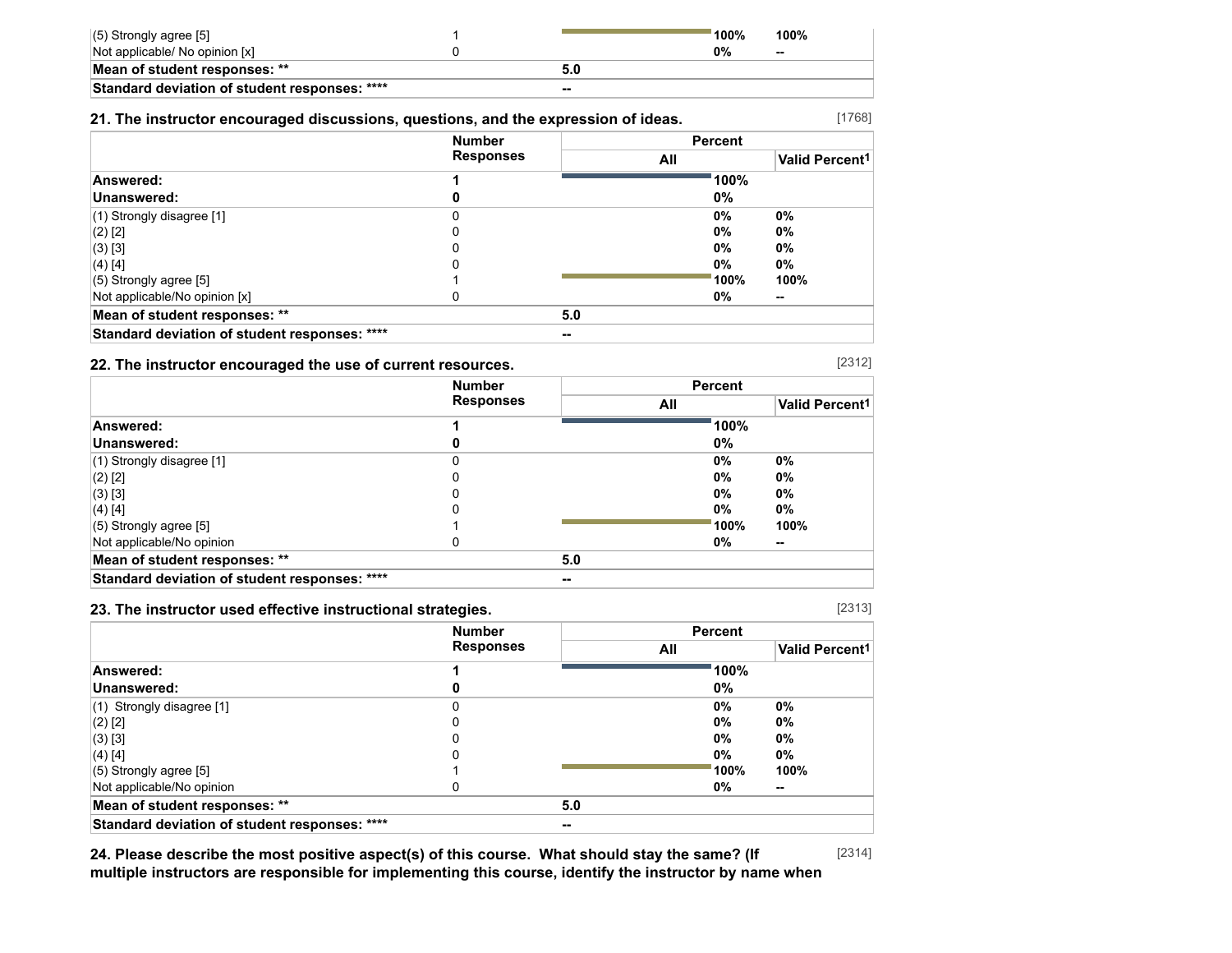| | | | | |
|---|---|---|---|---|
| (5) Strongly agree [5] | 1 | | 100% | 100% |
| Not applicable/ No opinion [x] | 0 | | 0% | -- |
| **Mean of student responses: \*\*** | | **5.0** | | |
| **Standard deviation of student responses: \*\*\*\*** | | **--** | | |

### 21. The instructor encouraged discussions, questions, and the expression of ideas.

[1768]

| | Number Responses | Percent | | |
|---|---|---|---|---|
| | | All | | Valid Percent[1] |
| **Answered:** | **1** | | **100%** | |
| **Unanswered:** | **0** | | **0%** | |
| (1) Strongly disagree [1] | 0 | | 0% | 0% |
| (2) [2] | 0 | | 0% | 0% |
| (3) [3] | 0 | | 0% | 0% |
| (4) [4] | 0 | | 0% | 0% |
| (5) Strongly agree [5] | 1 | | 100% | 100% |
| Not applicable/No opinion [x] | 0 | | 0% | -- |
| **Mean of student responses: \*\*** | | **5.0** | | |
| **Standard deviation of student responses: \*\*\*\*** | | **--** | | |

### 22. The instructor encouraged the use of current resources.

[2312]

| | Number Responses | Percent | | |
|---|---|---|---|---|
| | | All | | Valid Percent[1] |
| **Answered:** | **1** | | **100%** | |
| **Unanswered:** | **0** | | **0%** | |
| (1) Strongly disagree [1] | 0 | | 0% | 0% |
| (2) [2] | 0 | | 0% | 0% |
| (3) [3] | 0 | | 0% | 0% |
| (4) [4] | 0 | | 0% | 0% |
| (5) Strongly agree [5] | 1 | | 100% | 100% |
| Not applicable/No opinion | 0 | | 0% | -- |
| **Mean of student responses: \*\*** | | **5.0** | | |
| **Standard deviation of student responses: \*\*\*\*** | | **--** | | |

### 23. The instructor used effective instructional strategies.

[2313]

| | Number Responses | Percent | | |
|---|---|---|---|---|
| | | All | | Valid Percent[1] |
| **Answered:** | **1** | | **100%** | |
| **Unanswered:** | **0** | | **0%** | |
| (1) Strongly disagree [1] | 0 | | 0% | 0% |
| (2) [2] | 0 | | 0% | 0% |
| (3) [3] | 0 | | 0% | 0% |
| (4) [4] | 0 | | 0% | 0% |
| (5) Strongly agree [5] | 1 | | 100% | 100% |
| Not applicable/No opinion | 0 | | 0% | -- |
| **Mean of student responses: \*\*** | | **5.0** | | |
| **Standard deviation of student responses: \*\*\*\*** | | **--** | | |

### 24. Please describe the most positive aspect(s) of this course. What should stay the same? (If multiple instructors are responsible for implementing this course, identify the instructor by name when

[2314]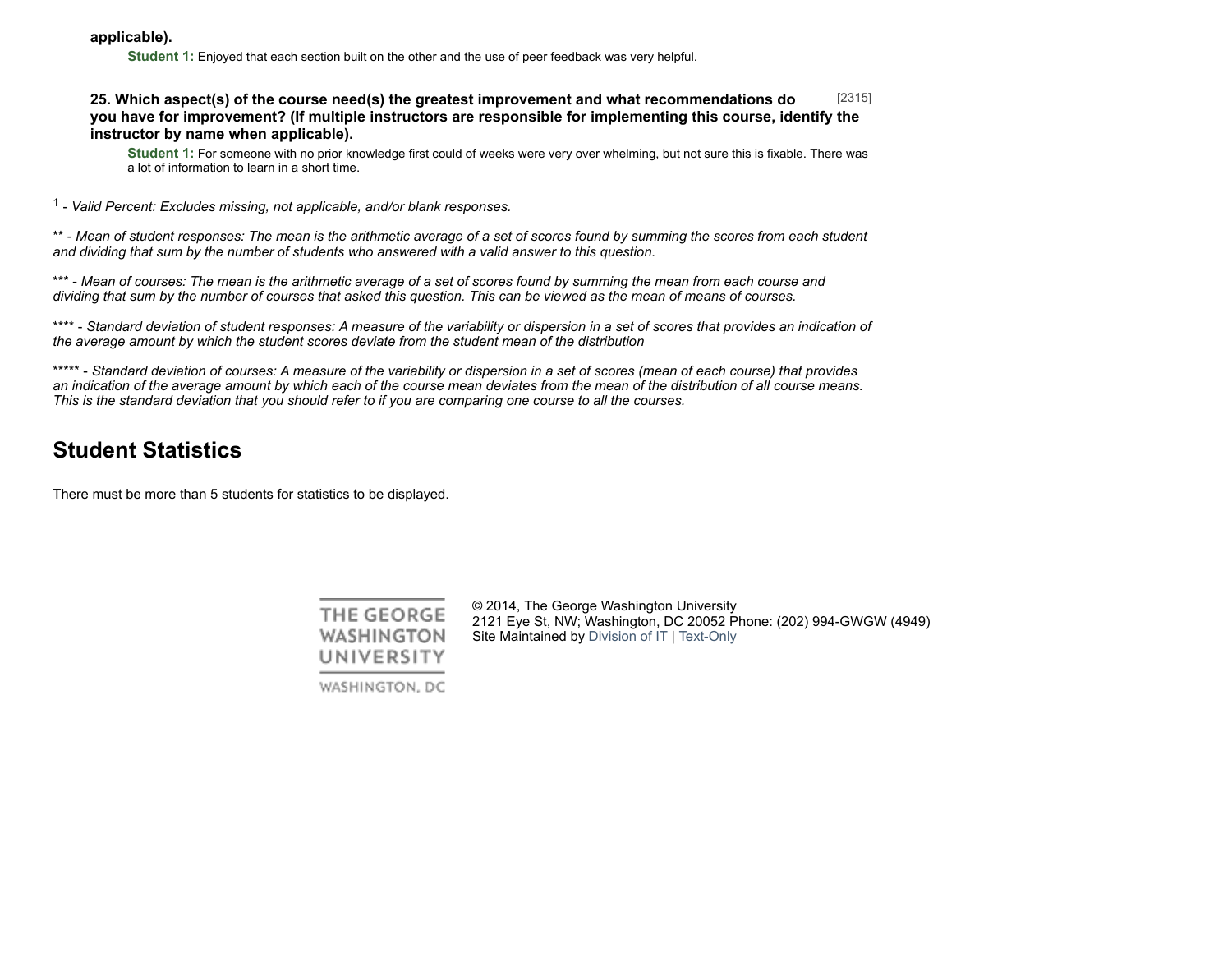**applicable).**

**Student 1:** Enjoyed that each section built on the other and the use of peer feedback was very helpful.

**25. Which aspect(s) of the course need(s) the greatest improvement and what recommendations do you have for improvement? (If multiple instructors are responsible for implementing this course, identify the instructor by name when applicable).** [2315]

**Student 1:** For someone with no prior knowledge first could of weeks were very over whelming, but not sure this is fixable. There was a lot of information to learn in a short time.

[1] - *Valid Percent: Excludes missing, not applicable, and/or blank responses.*

** - *Mean of student responses: The mean is the arithmetic average of a set of scores found by summing the scores from each student and dividing that sum by the number of students who answered with a valid answer to this question.*

*** - *Mean of courses: The mean is the arithmetic average of a set of scores found by summing the mean from each course and dividing that sum by the number of courses that asked this question. This can be viewed as the mean of means of courses.*

**** - *Standard deviation of student responses: A measure of the variability or dispersion in a set of scores that provides an indication of the average amount by which the student scores deviate from the student mean of the distribution*

***** - *Standard deviation of courses: A measure of the variability or dispersion in a set of scores (mean of each course) that provides an indication of the average amount by which each of the course mean deviates from the mean of the distribution of all course means. This is the standard deviation that you should refer to if you are comparing one course to all the courses.*

## Student Statistics

There must be more than 5 students for statistics to be displayed.

THE GEORGE WASHINGTON UNIVERSITY
WASHINGTON, DC

© 2014, The George Washington University
2121 Eye St, NW; Washington, DC 20052 Phone: (202) 994-GWGW (4949)
Site Maintained by Division of IT | Text-Only